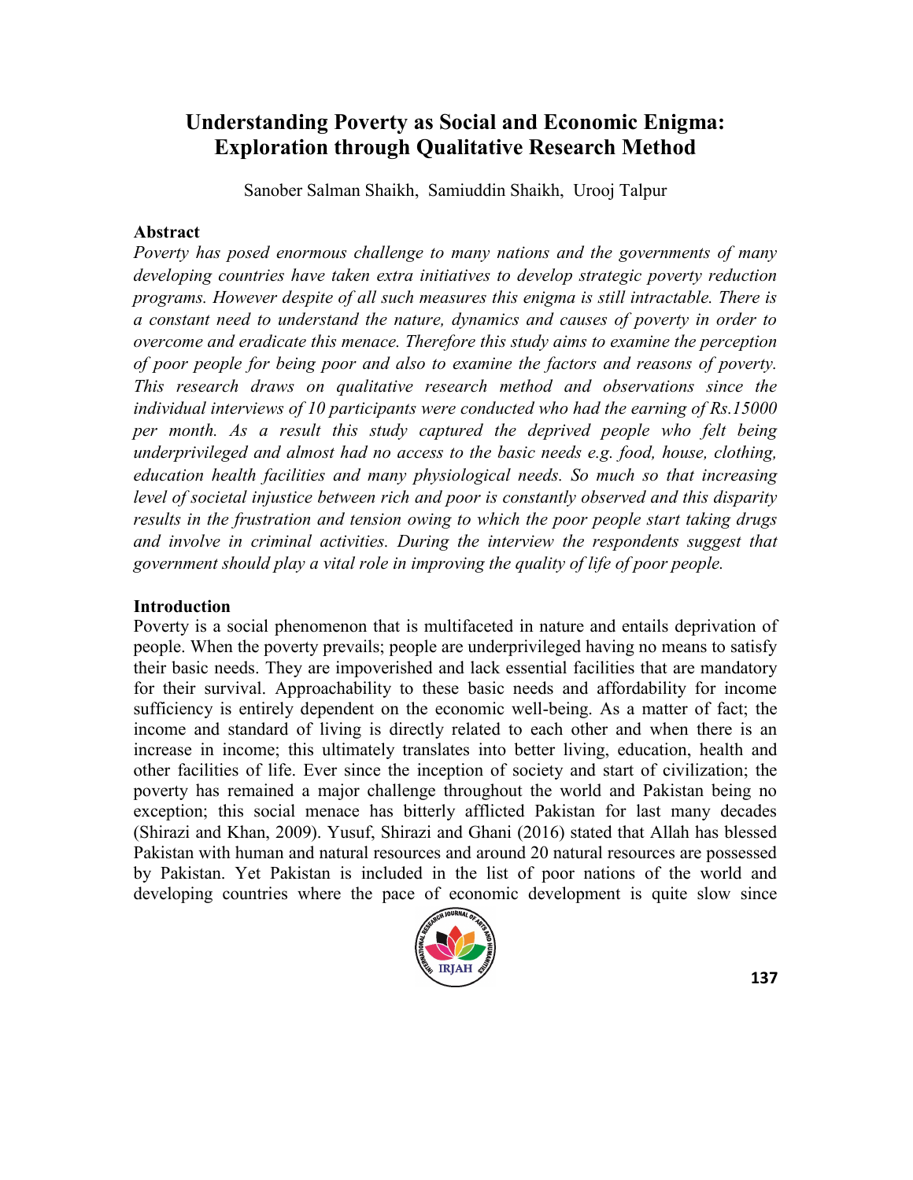# Understanding Poverty as Social and Economic Enigma: Exploration through Qualitative Research Method

Sanober Salman Shaikh, Samiuddin Shaikh, Urooj Talpur

## Abstract

*Poverty has posed enormous challenge to many nations and the governments of many developing countries have taken extra initiatives to develop strategic poverty reduction programs. However despite of all such measures this enigma is still intractable. There is a constant need to understand the nature, dynamics and causes of poverty in order to overcome and eradicate this menace. Therefore this study aims to examine the perception of poor people for being poor and also to examine the factors and reasons of poverty. This research draws on qualitative research method and observations since the individual interviews of 10 participants were conducted who had the earning of Rs.15000 per month. As a result this study captured the deprived people who felt being underprivileged and almost had no access to the basic needs e.g. food, house, clothing, education health facilities and many physiological needs. So much so that increasing level of societal injustice between rich and poor is constantly observed and this disparity results in the frustration and tension owing to which the poor people start taking drugs and involve in criminal activities. During the interview the respondents suggest that government should play a vital role in improving the quality of life of poor people.*

## Introduction

Poverty is a social phenomenon that is multifaceted in nature and entails deprivation of people. When the poverty prevails; people are underprivileged having no means to satisfy their basic needs. They are impoverished and lack essential facilities that are mandatory for their survival. Approachability to these basic needs and affordability for income sufficiency is entirely dependent on the economic well-being. As a matter of fact; the income and standard of living is directly related to each other and when there is an increase in income; this ultimately translates into better living, education, health and other facilities of life. Ever since the inception of society and start of civilization; the poverty has remained a major challenge throughout the world and Pakistan being no exception; this social menace has bitterly afflicted Pakistan for last many decades (Shirazi and Khan, 2009). Yusuf, Shirazi and Ghani (2016) stated that Allah has blessed Pakistan with human and natural resources and around 20 natural resources are possessed by Pakistan. Yet Pakistan is included in the list of poor nations of the world and developing countries where the pace of economic development is quite slow since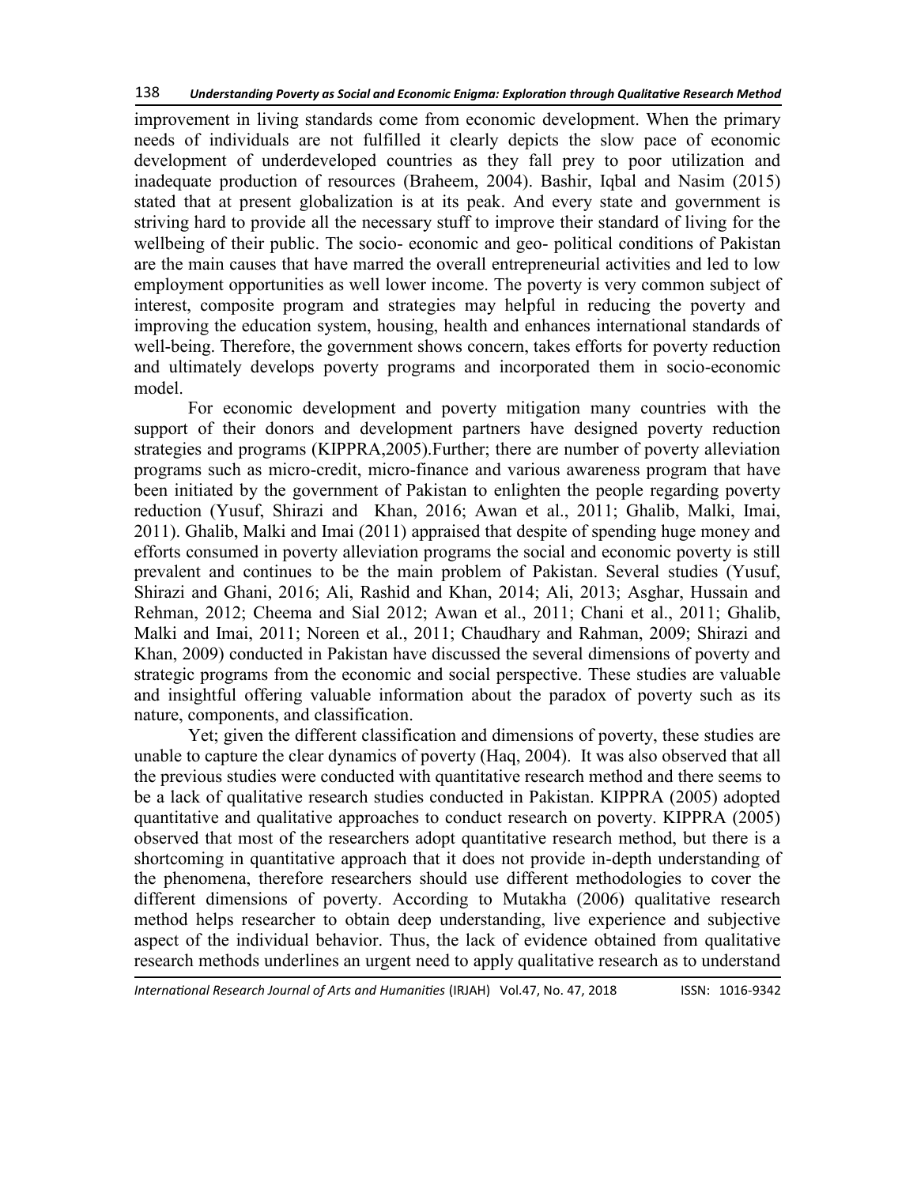improvement in living standards come from economic development. When the primary needs of individuals are not fulfilled it clearly depicts the slow pace of economic development of underdeveloped countries as they fall prey to poor utilization and inadequate production of resources (Braheem, 2004). Bashir, Iqbal and Nasim (2015) stated that at present globalization is at its peak. And every state and government is striving hard to provide all the necessary stuff to improve their standard of living for the wellbeing of their public. The socio- economic and geo- political conditions of Pakistan are the main causes that have marred the overall entrepreneurial activities and led to low employment opportunities as well lower income. The poverty is very common subject of interest, composite program and strategies may helpful in reducing the poverty and improving the education system, housing, health and enhances international standards of well-being. Therefore, the government shows concern, takes efforts for poverty reduction and ultimately develops poverty programs and incorporated them in socio-economic model.

For economic development and poverty mitigation many countries with the support of their donors and development partners have designed poverty reduction strategies and programs (KIPPRA,2005).Further; there are number of poverty alleviation programs such as micro-credit, micro-finance and various awareness program that have been initiated by the government of Pakistan to enlighten the people regarding poverty reduction (Yusuf, Shirazi and Khan, 2016; Awan et al., 2011; Ghalib, Malki, Imai, 2011). Ghalib, Malki and Imai (2011) appraised that despite of spending huge money and efforts consumed in poverty alleviation programs the social and economic poverty is still prevalent and continues to be the main problem of Pakistan. Several studies (Yusuf, Shirazi and Ghani, 2016; Ali, Rashid and Khan, 2014; Ali, 2013; Asghar, Hussain and Rehman, 2012; Cheema and Sial 2012; Awan et al., 2011; Chani et al., 2011; Ghalib, Malki and Imai, 2011; Noreen et al., 2011; Chaudhary and Rahman, 2009; Shirazi and Khan, 2009) conducted in Pakistan have discussed the several dimensions of poverty and strategic programs from the economic and social perspective. These studies are valuable and insightful offering valuable information about the paradox of poverty such as its nature, components, and classification.

Yet; given the different classification and dimensions of poverty, these studies are unable to capture the clear dynamics of poverty (Haq, 2004). It was also observed that all the previous studies were conducted with quantitative research method and there seems to be a lack of qualitative research studies conducted in Pakistan. KIPPRA (2005) adopted quantitative and qualitative approaches to conduct research on poverty. KIPPRA (2005) observed that most of the researchers adopt quantitative research method, but there is a shortcoming in quantitative approach that it does not provide in-depth understanding of the phenomena, therefore researchers should use different methodologies to cover the different dimensions of poverty. According to Mutakha (2006) qualitative research method helps researcher to obtain deep understanding, live experience and subjective aspect of the individual behavior. Thus, the lack of evidence obtained from qualitative research methods underlines an urgent need to apply qualitative research as to understand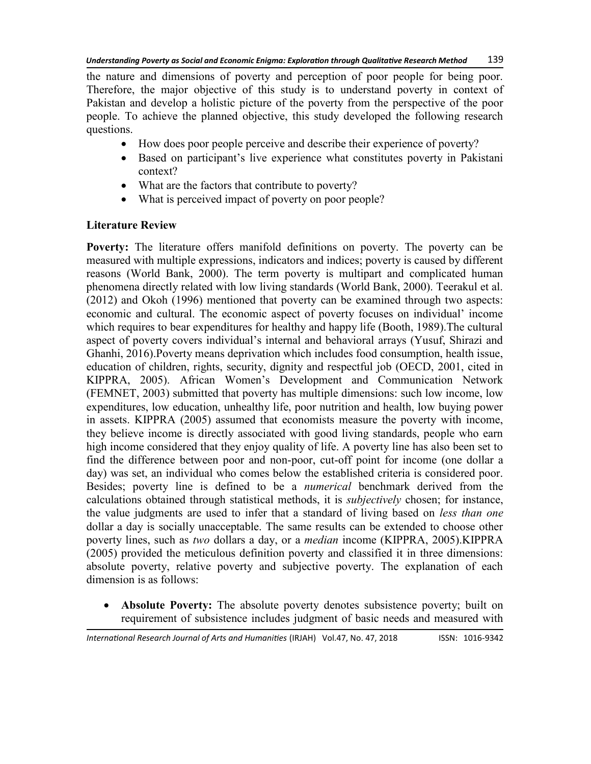the nature and dimensions of poverty and perception of poor people for being poor. Therefore, the major objective of this study is to understand poverty in context of Pakistan and develop a holistic picture of the poverty from the perspective of the poor people. To achieve the planned objective, this study developed the following research questions.

- How does poor people perceive and describe their experience of poverty?
- Based on participant's live experience what constitutes poverty in Pakistani context?
- What are the factors that contribute to poverty?
- What is perceived impact of poverty on poor people?

## Literature Review

**Poverty:** The literature offers manifold definitions on poverty. The poverty can be measured with multiple expressions, indicators and indices; poverty is caused by different reasons (World Bank, 2000). The term poverty is multipart and complicated human phenomena directly related with low living standards (World Bank, 2000). Teerakul et al. (2012) and Okoh (1996) mentioned that poverty can be examined through two aspects: economic and cultural. The economic aspect of poverty focuses on individual' income which requires to bear expenditures for healthy and happy life (Booth, 1989).The cultural aspect of poverty covers individual's internal and behavioral arrays (Yusuf, Shirazi and Ghanhi, 2016).Poverty means deprivation which includes food consumption, health issue, education of children, rights, security, dignity and respectful job (OECD, 2001, cited in KIPPRA, 2005). African Women's Development and Communication Network (FEMNET, 2003) submitted that poverty has multiple dimensions: such low income, low expenditures, low education, unhealthy life, poor nutrition and health, low buying power in assets. KIPPRA (2005) assumed that economists measure the poverty with income, they believe income is directly associated with good living standards, people who earn high income considered that they enjoy quality of life. A poverty line has also been set to find the difference between poor and non-poor, cut-off point for income (one dollar a day) was set, an individual who comes below the established criteria is considered poor. Besides; poverty line is defined to be a *numerical* benchmark derived from the calculations obtained through statistical methods, it is *subjectively* chosen; for instance, the value judgments are used to infer that a standard of living based on *less than one* dollar a day is socially unacceptable. The same results can be extended to choose other poverty lines, such as *two* dollars a day, or a *median* income (KIPPRA, 2005).KIPPRA (2005) provided the meticulous definition poverty and classified it in three dimensions: absolute poverty, relative poverty and subjective poverty. The explanation of each dimension is as follows:

- **Absolute Poverty:** The absolute poverty denotes subsistence poverty; built on requirement of subsistence includes judgment of basic needs and measured with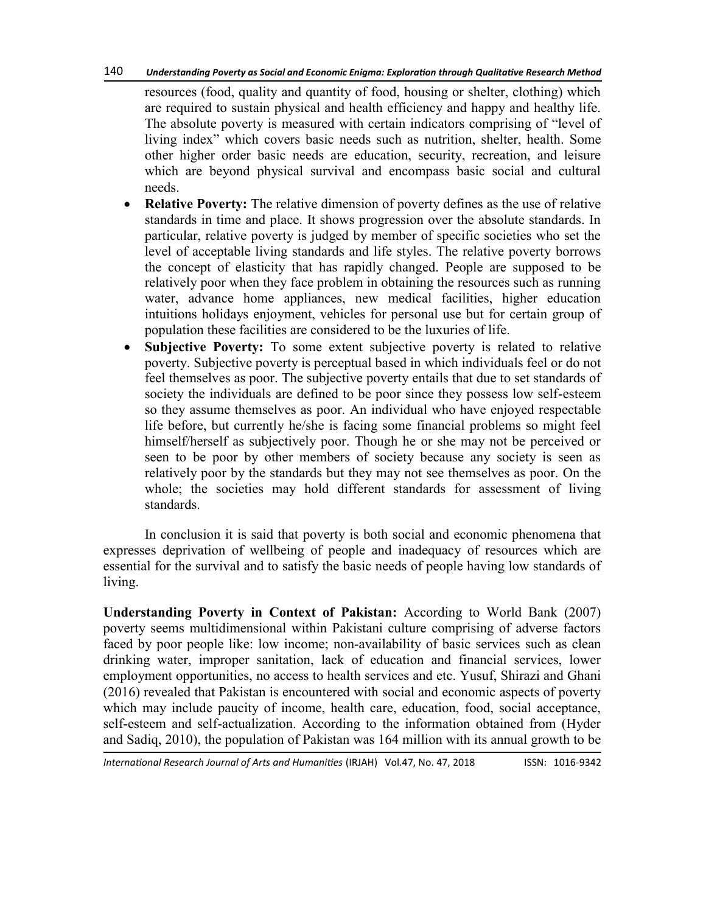resources (food, quality and quantity of food, housing or shelter, clothing) which are required to sustain physical and health efficiency and happy and healthy life. The absolute poverty is measured with certain indicators comprising of "level of living index" which covers basic needs such as nutrition, shelter, health. Some other higher order basic needs are education, security, recreation, and leisure which are beyond physical survival and encompass basic social and cultural needs.

- **Relative Poverty:** The relative dimension of poverty defines as the use of relative standards in time and place. It shows progression over the absolute standards. In particular, relative poverty is judged by member of specific societies who set the level of acceptable living standards and life styles. The relative poverty borrows the concept of elasticity that has rapidly changed. People are supposed to be relatively poor when they face problem in obtaining the resources such as running water, advance home appliances, new medical facilities, higher education intuitions holidays enjoyment, vehicles for personal use but for certain group of population these facilities are considered to be the luxuries of life.
- **Subjective Poverty:** To some extent subjective poverty is related to relative poverty. Subjective poverty is perceptual based in which individuals feel or do not feel themselves as poor. The subjective poverty entails that due to set standards of society the individuals are defined to be poor since they possess low self-esteem so they assume themselves as poor. An individual who have enjoyed respectable life before, but currently he/she is facing some financial problems so might feel himself/herself as subjectively poor. Though he or she may not be perceived or seen to be poor by other members of society because any society is seen as relatively poor by the standards but they may not see themselves as poor. On the whole; the societies may hold different standards for assessment of living standards.

In conclusion it is said that poverty is both social and economic phenomena that expresses deprivation of wellbeing of people and inadequacy of resources which are essential for the survival and to satisfy the basic needs of people having low standards of living.

**Understanding Poverty in Context of Pakistan:** According to World Bank (2007) poverty seems multidimensional within Pakistani culture comprising of adverse factors faced by poor people like: low income; non-availability of basic services such as clean drinking water, improper sanitation, lack of education and financial services, lower employment opportunities, no access to health services and etc. Yusuf, Shirazi and Ghani (2016) revealed that Pakistan is encountered with social and economic aspects of poverty which may include paucity of income, health care, education, food, social acceptance, self-esteem and self-actualization. According to the information obtained from (Hyder and Sadiq, 2010), the population of Pakistan was 164 million with its annual growth to be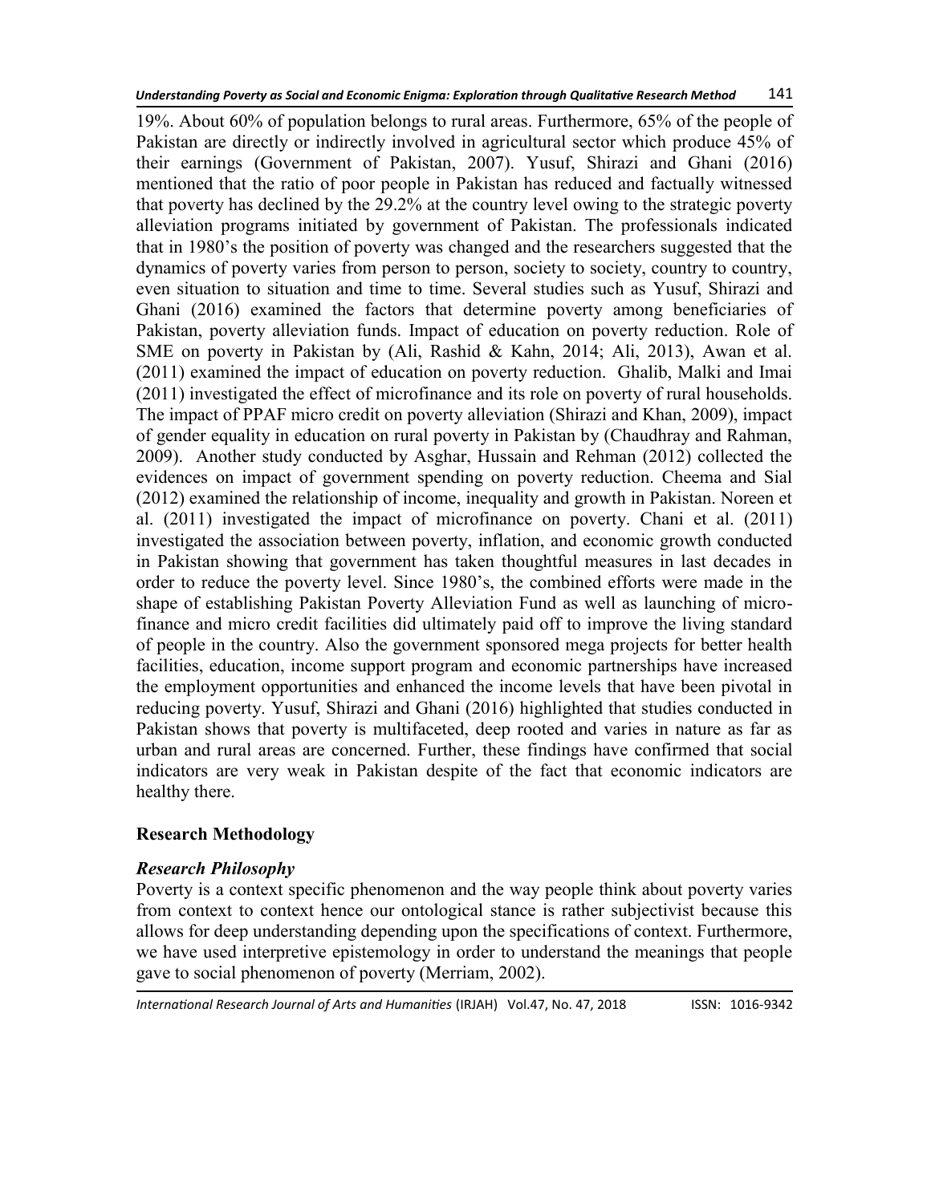19%. About 60% of population belongs to rural areas. Furthermore, 65% of the people of Pakistan are directly or indirectly involved in agricultural sector which produce 45% of their earnings (Government of Pakistan, 2007). Yusuf, Shirazi and Ghani (2016) mentioned that the ratio of poor people in Pakistan has reduced and factually witnessed that poverty has declined by the 29.2% at the country level owing to the strategic poverty alleviation programs initiated by government of Pakistan. The professionals indicated that in 1980's the position of poverty was changed and the researchers suggested that the dynamics of poverty varies from person to person, society to society, country to country, even situation to situation and time to time. Several studies such as Yusuf, Shirazi and Ghani (2016) examined the factors that determine poverty among beneficiaries of Pakistan, poverty alleviation funds. Impact of education on poverty reduction. Role of SME on poverty in Pakistan by (Ali, Rashid & Kahn, 2014; Ali, 2013), Awan et al. (2011) examined the impact of education on poverty reduction. Ghalib, Malki and Imai (2011) investigated the effect of microfinance and its role on poverty of rural households. The impact of PPAF micro credit on poverty alleviation (Shirazi and Khan, 2009), impact of gender equality in education on rural poverty in Pakistan by (Chaudhray and Rahman, 2009). Another study conducted by Asghar, Hussain and Rehman (2012) collected the evidences on impact of government spending on poverty reduction. Cheema and Sial (2012) examined the relationship of income, inequality and growth in Pakistan. Noreen et al. (2011) investigated the impact of microfinance on poverty. Chani et al. (2011) investigated the association between poverty, inflation, and economic growth conducted in Pakistan showing that government has taken thoughtful measures in last decades in order to reduce the poverty level. Since 1980's, the combined efforts were made in the shape of establishing Pakistan Poverty Alleviation Fund as well as launching of micro-finance and micro credit facilities did ultimately paid off to improve the living standard of people in the country. Also the government sponsored mega projects for better health facilities, education, income support program and economic partnerships have increased the employment opportunities and enhanced the income levels that have been pivotal in reducing poverty. Yusuf, Shirazi and Ghani (2016) highlighted that studies conducted in Pakistan shows that poverty is multifaceted, deep rooted and varies in nature as far as urban and rural areas are concerned. Further, these findings have confirmed that social indicators are very weak in Pakistan despite of the fact that economic indicators are healthy there.

## Research Methodology

### *Research Philosophy*

Poverty is a context specific phenomenon and the way people think about poverty varies from context to context hence our ontological stance is rather subjectivist because this allows for deep understanding depending upon the specifications of context. Furthermore, we have used interpretive epistemology in order to understand the meanings that people gave to social phenomenon of poverty (Merriam, 2002).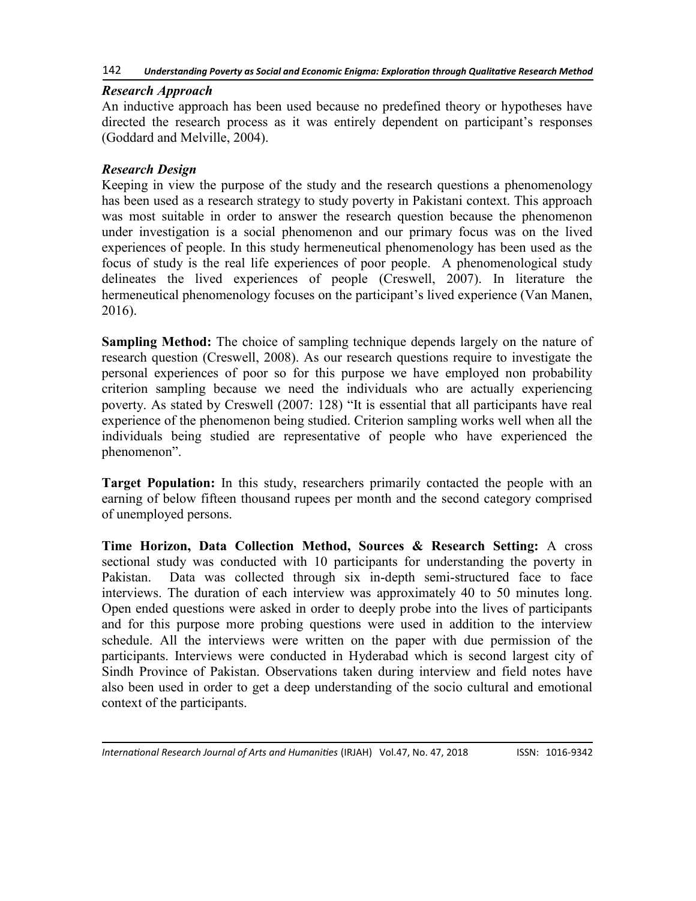### *Research Approach*

An inductive approach has been used because no predefined theory or hypotheses have directed the research process as it was entirely dependent on participant's responses (Goddard and Melville, 2004).

### *Research Design*

Keeping in view the purpose of the study and the research questions a phenomenology has been used as a research strategy to study poverty in Pakistani context. This approach was most suitable in order to answer the research question because the phenomenon under investigation is a social phenomenon and our primary focus was on the lived experiences of people. In this study hermeneutical phenomenology has been used as the focus of study is the real life experiences of poor people. A phenomenological study delineates the lived experiences of people (Creswell, 2007). In literature the hermeneutical phenomenology focuses on the participant's lived experience (Van Manen, 2016).

**Sampling Method:** The choice of sampling technique depends largely on the nature of research question (Creswell, 2008). As our research questions require to investigate the personal experiences of poor so for this purpose we have employed non probability criterion sampling because we need the individuals who are actually experiencing poverty. As stated by Creswell (2007: 128) "It is essential that all participants have real experience of the phenomenon being studied. Criterion sampling works well when all the individuals being studied are representative of people who have experienced the phenomenon".

**Target Population:** In this study, researchers primarily contacted the people with an earning of below fifteen thousand rupees per month and the second category comprised of unemployed persons.

**Time Horizon, Data Collection Method, Sources & Research Setting:** A cross sectional study was conducted with 10 participants for understanding the poverty in Pakistan. Data was collected through six in-depth semi-structured face to face interviews. The duration of each interview was approximately 40 to 50 minutes long. Open ended questions were asked in order to deeply probe into the lives of participants and for this purpose more probing questions were used in addition to the interview schedule. All the interviews were written on the paper with due permission of the participants. Interviews were conducted in Hyderabad which is second largest city of Sindh Province of Pakistan. Observations taken during interview and field notes have also been used in order to get a deep understanding of the socio cultural and emotional context of the participants.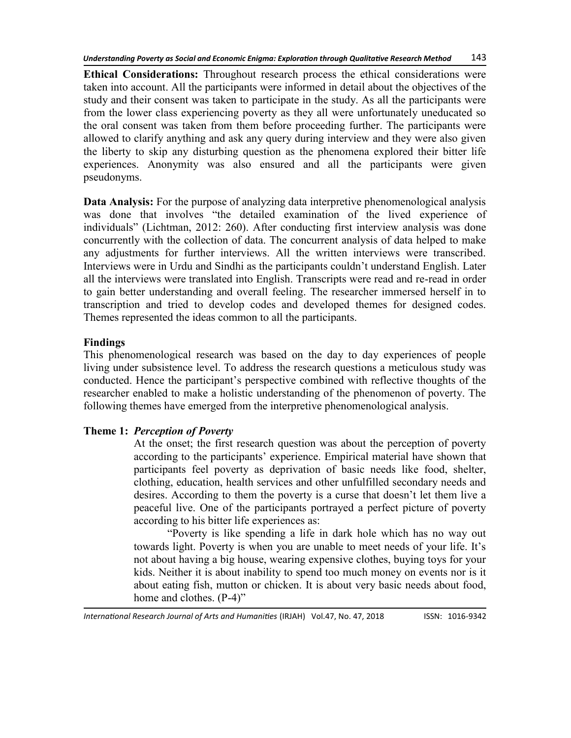**Ethical Considerations:** Throughout research process the ethical considerations were taken into account. All the participants were informed in detail about the objectives of the study and their consent was taken to participate in the study. As all the participants were from the lower class experiencing poverty as they all were unfortunately uneducated so the oral consent was taken from them before proceeding further. The participants were allowed to clarify anything and ask any query during interview and they were also given the liberty to skip any disturbing question as the phenomena explored their bitter life experiences. Anonymity was also ensured and all the participants were given pseudonyms.

**Data Analysis:** For the purpose of analyzing data interpretive phenomenological analysis was done that involves "the detailed examination of the lived experience of individuals" (Lichtman, 2012: 260). After conducting first interview analysis was done concurrently with the collection of data. The concurrent analysis of data helped to make any adjustments for further interviews. All the written interviews were transcribed. Interviews were in Urdu and Sindhi as the participants couldn't understand English. Later all the interviews were translated into English. Transcripts were read and re-read in order to gain better understanding and overall feeling. The researcher immersed herself in to transcription and tried to develop codes and developed themes for designed codes. Themes represented the ideas common to all the participants.

## Findings

This phenomenological research was based on the day to day experiences of people living under subsistence level. To address the research questions a meticulous study was conducted. Hence the participant's perspective combined with reflective thoughts of the researcher enabled to make a holistic understanding of the phenomenon of poverty. The following themes have emerged from the interpretive phenomenological analysis.

### Theme 1: *Perception of Poverty*

At the onset; the first research question was about the perception of poverty according to the participants' experience. Empirical material have shown that participants feel poverty as deprivation of basic needs like food, shelter, clothing, education, health services and other unfulfilled secondary needs and desires. According to them the poverty is a curse that doesn't let them live a peaceful live. One of the participants portrayed a perfect picture of poverty according to his bitter life experiences as:

"Poverty is like spending a life in dark hole which has no way out towards light. Poverty is when you are unable to meet needs of your life. It's not about having a big house, wearing expensive clothes, buying toys for your kids. Neither it is about inability to spend too much money on events nor is it about eating fish, mutton or chicken. It is about very basic needs about food, home and clothes. (P-4)"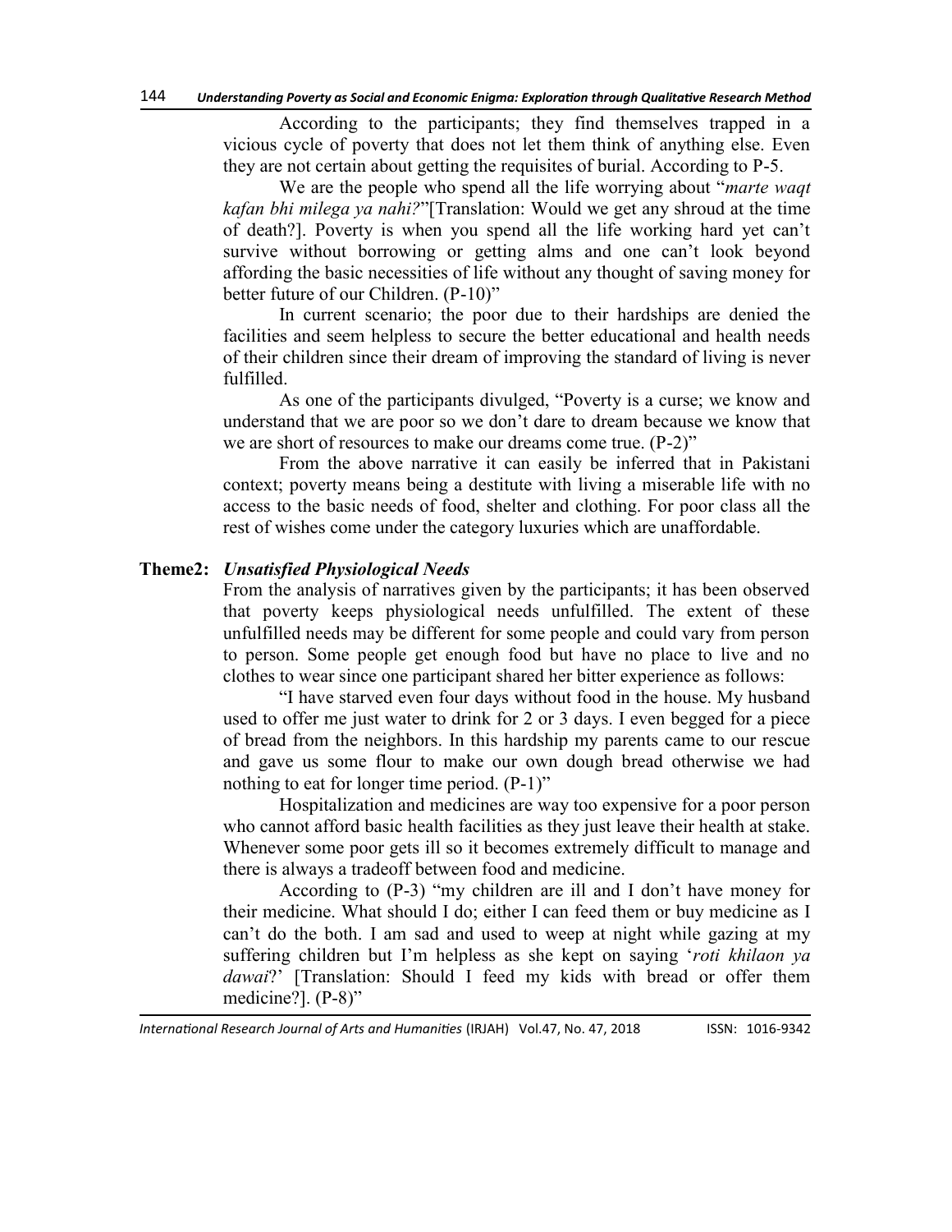According to the participants; they find themselves trapped in a vicious cycle of poverty that does not let them think of anything else. Even they are not certain about getting the requisites of burial. According to P-5.

We are the people who spend all the life worrying about "*marte waqt kafan bhi milega ya nahi?*"[Translation: Would we get any shroud at the time of death?]. Poverty is when you spend all the life working hard yet can't survive without borrowing or getting alms and one can't look beyond affording the basic necessities of life without any thought of saving money for better future of our Children. (P-10)"

In current scenario; the poor due to their hardships are denied the facilities and seem helpless to secure the better educational and health needs of their children since their dream of improving the standard of living is never fulfilled.

As one of the participants divulged, "Poverty is a curse; we know and understand that we are poor so we don't dare to dream because we know that we are short of resources to make our dreams come true. (P-2)"

From the above narrative it can easily be inferred that in Pakistani context; poverty means being a destitute with living a miserable life with no access to the basic needs of food, shelter and clothing. For poor class all the rest of wishes come under the category luxuries which are unaffordable.

### Theme2: *Unsatisfied Physiological Needs*

From the analysis of narratives given by the participants; it has been observed that poverty keeps physiological needs unfulfilled. The extent of these unfulfilled needs may be different for some people and could vary from person to person. Some people get enough food but have no place to live and no clothes to wear since one participant shared her bitter experience as follows:

"I have starved even four days without food in the house. My husband used to offer me just water to drink for 2 or 3 days. I even begged for a piece of bread from the neighbors. In this hardship my parents came to our rescue and gave us some flour to make our own dough bread otherwise we had nothing to eat for longer time period. (P-1)"

Hospitalization and medicines are way too expensive for a poor person who cannot afford basic health facilities as they just leave their health at stake. Whenever some poor gets ill so it becomes extremely difficult to manage and there is always a tradeoff between food and medicine.

According to (P-3) "my children are ill and I don't have money for their medicine. What should I do; either I can feed them or buy medicine as I can't do the both. I am sad and used to weep at night while gazing at my suffering children but I'm helpless as she kept on saying '*roti khilaon ya dawai*?' [Translation: Should I feed my kids with bread or offer them medicine?]. (P-8)"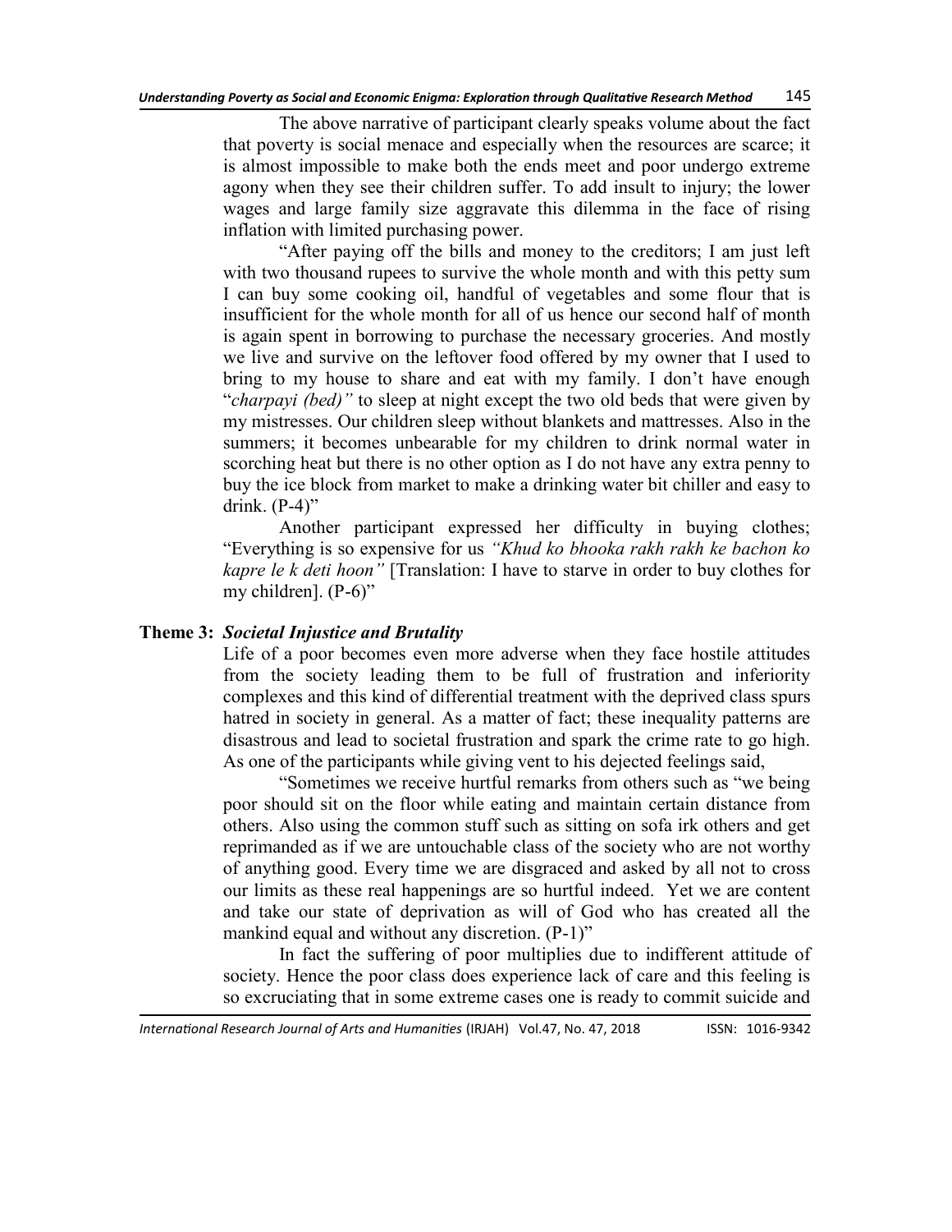The above narrative of participant clearly speaks volume about the fact that poverty is social menace and especially when the resources are scarce; it is almost impossible to make both the ends meet and poor undergo extreme agony when they see their children suffer. To add insult to injury; the lower wages and large family size aggravate this dilemma in the face of rising inflation with limited purchasing power.

"After paying off the bills and money to the creditors; I am just left with two thousand rupees to survive the whole month and with this petty sum I can buy some cooking oil, handful of vegetables and some flour that is insufficient for the whole month for all of us hence our second half of month is again spent in borrowing to purchase the necessary groceries. And mostly we live and survive on the leftover food offered by my owner that I used to bring to my house to share and eat with my family. I don't have enough "*charpayi (bed)"* to sleep at night except the two old beds that were given by my mistresses. Our children sleep without blankets and mattresses. Also in the summers; it becomes unbearable for my children to drink normal water in scorching heat but there is no other option as I do not have any extra penny to buy the ice block from market to make a drinking water bit chiller and easy to drink. (P-4)"

Another participant expressed her difficulty in buying clothes; "Everything is so expensive for us *"Khud ko bhooka rakh rakh ke bachon ko kapre le k deti hoon"* [Translation: I have to starve in order to buy clothes for my children]. (P-6)"

## Theme 3: *Societal Injustice and Brutality*

Life of a poor becomes even more adverse when they face hostile attitudes from the society leading them to be full of frustration and inferiority complexes and this kind of differential treatment with the deprived class spurs hatred in society in general. As a matter of fact; these inequality patterns are disastrous and lead to societal frustration and spark the crime rate to go high. As one of the participants while giving vent to his dejected feelings said,

"Sometimes we receive hurtful remarks from others such as "we being poor should sit on the floor while eating and maintain certain distance from others. Also using the common stuff such as sitting on sofa irk others and get reprimanded as if we are untouchable class of the society who are not worthy of anything good. Every time we are disgraced and asked by all not to cross our limits as these real happenings are so hurtful indeed. Yet we are content and take our state of deprivation as will of God who has created all the mankind equal and without any discretion. (P-1)"

In fact the suffering of poor multiplies due to indifferent attitude of society. Hence the poor class does experience lack of care and this feeling is so excruciating that in some extreme cases one is ready to commit suicide and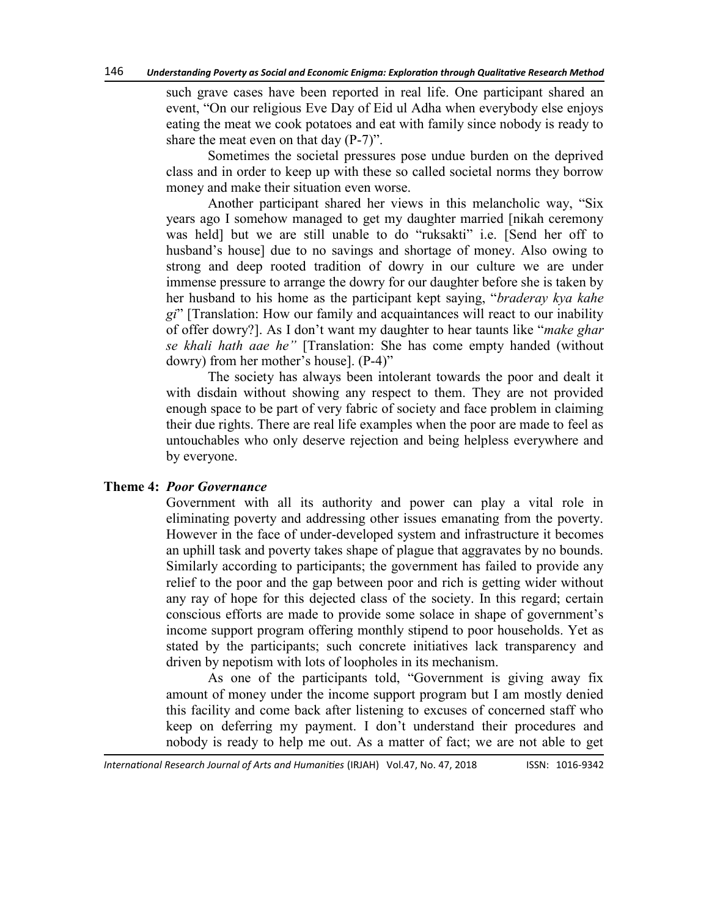such grave cases have been reported in real life. One participant shared an event, "On our religious Eve Day of Eid ul Adha when everybody else enjoys eating the meat we cook potatoes and eat with family since nobody is ready to share the meat even on that day (P-7)".

Sometimes the societal pressures pose undue burden on the deprived class and in order to keep up with these so called societal norms they borrow money and make their situation even worse.

Another participant shared her views in this melancholic way, "Six years ago I somehow managed to get my daughter married [nikah ceremony was held] but we are still unable to do "ruksakti" i.e. [Send her off to husband's house] due to no savings and shortage of money. Also owing to strong and deep rooted tradition of dowry in our culture we are under immense pressure to arrange the dowry for our daughter before she is taken by her husband to his home as the participant kept saying, "*braderay kya kahe gi*" [Translation: How our family and acquaintances will react to our inability of offer dowry?]. As I don't want my daughter to hear taunts like "*make ghar se khali hath aae he"* [Translation: She has come empty handed (without dowry) from her mother's house]. (P-4)"

The society has always been intolerant towards the poor and dealt it with disdain without showing any respect to them. They are not provided enough space to be part of very fabric of society and face problem in claiming their due rights. There are real life examples when the poor are made to feel as untouchables who only deserve rejection and being helpless everywhere and by everyone.

## Theme 4: *Poor Governance*

Government with all its authority and power can play a vital role in eliminating poverty and addressing other issues emanating from the poverty. However in the face of under-developed system and infrastructure it becomes an uphill task and poverty takes shape of plague that aggravates by no bounds. Similarly according to participants; the government has failed to provide any relief to the poor and the gap between poor and rich is getting wider without any ray of hope for this dejected class of the society. In this regard; certain conscious efforts are made to provide some solace in shape of government's income support program offering monthly stipend to poor households. Yet as stated by the participants; such concrete initiatives lack transparency and driven by nepotism with lots of loopholes in its mechanism.

As one of the participants told, "Government is giving away fix amount of money under the income support program but I am mostly denied this facility and come back after listening to excuses of concerned staff who keep on deferring my payment. I don't understand their procedures and nobody is ready to help me out. As a matter of fact; we are not able to get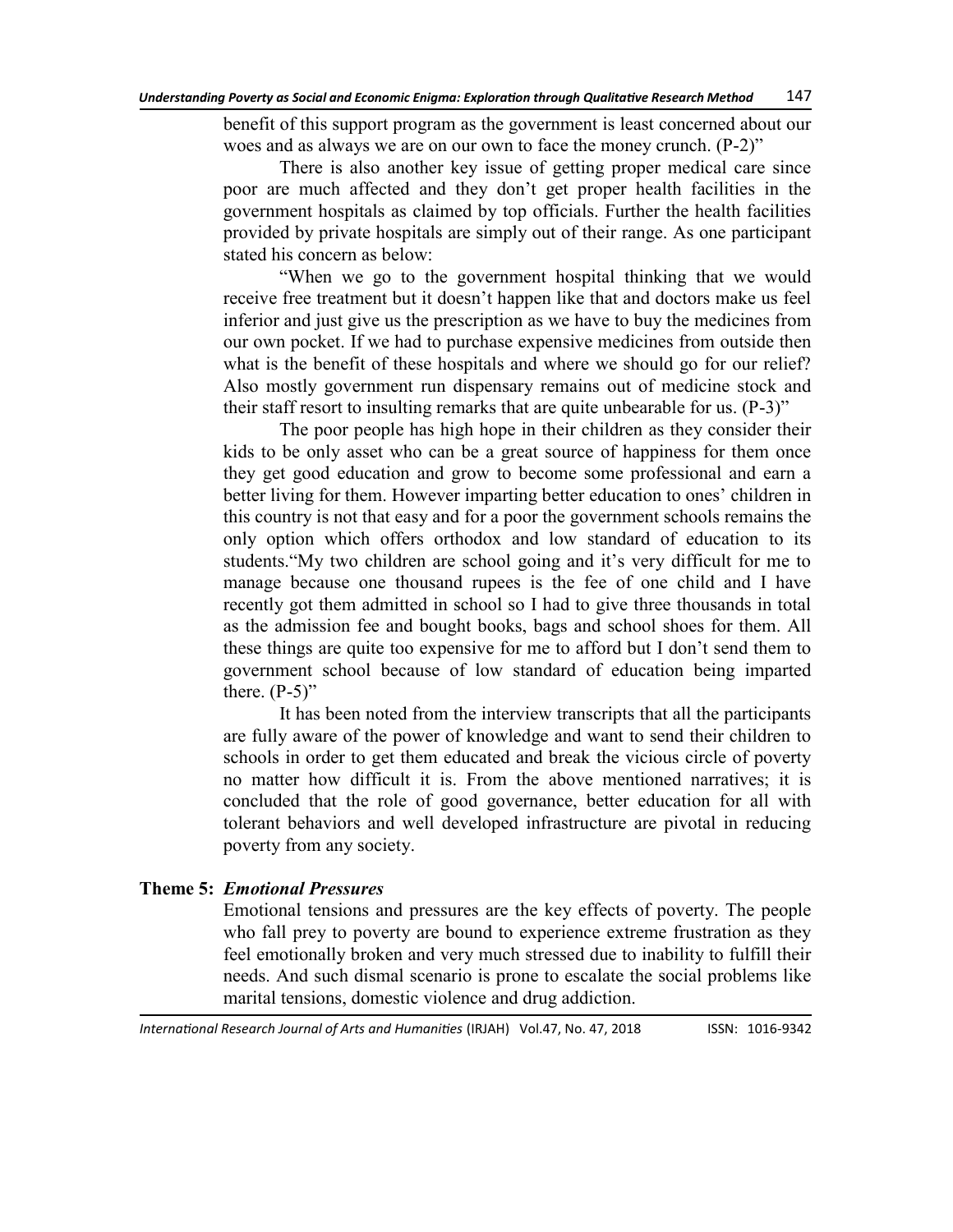benefit of this support program as the government is least concerned about our woes and as always we are on our own to face the money crunch. (P-2)"

There is also another key issue of getting proper medical care since poor are much affected and they don't get proper health facilities in the government hospitals as claimed by top officials. Further the health facilities provided by private hospitals are simply out of their range. As one participant stated his concern as below:

"When we go to the government hospital thinking that we would receive free treatment but it doesn't happen like that and doctors make us feel inferior and just give us the prescription as we have to buy the medicines from our own pocket. If we had to purchase expensive medicines from outside then what is the benefit of these hospitals and where we should go for our relief? Also mostly government run dispensary remains out of medicine stock and their staff resort to insulting remarks that are quite unbearable for us. (P-3)"

The poor people has high hope in their children as they consider their kids to be only asset who can be a great source of happiness for them once they get good education and grow to become some professional and earn a better living for them. However imparting better education to ones' children in this country is not that easy and for a poor the government schools remains the only option which offers orthodox and low standard of education to its students."My two children are school going and it's very difficult for me to manage because one thousand rupees is the fee of one child and I have recently got them admitted in school so I had to give three thousands in total as the admission fee and bought books, bags and school shoes for them. All these things are quite too expensive for me to afford but I don't send them to government school because of low standard of education being imparted there. (P-5)"

It has been noted from the interview transcripts that all the participants are fully aware of the power of knowledge and want to send their children to schools in order to get them educated and break the vicious circle of poverty no matter how difficult it is. From the above mentioned narratives; it is concluded that the role of good governance, better education for all with tolerant behaviors and well developed infrastructure are pivotal in reducing poverty from any society.

## Theme 5: *Emotional Pressures*

Emotional tensions and pressures are the key effects of poverty. The people who fall prey to poverty are bound to experience extreme frustration as they feel emotionally broken and very much stressed due to inability to fulfill their needs. And such dismal scenario is prone to escalate the social problems like marital tensions, domestic violence and drug addiction.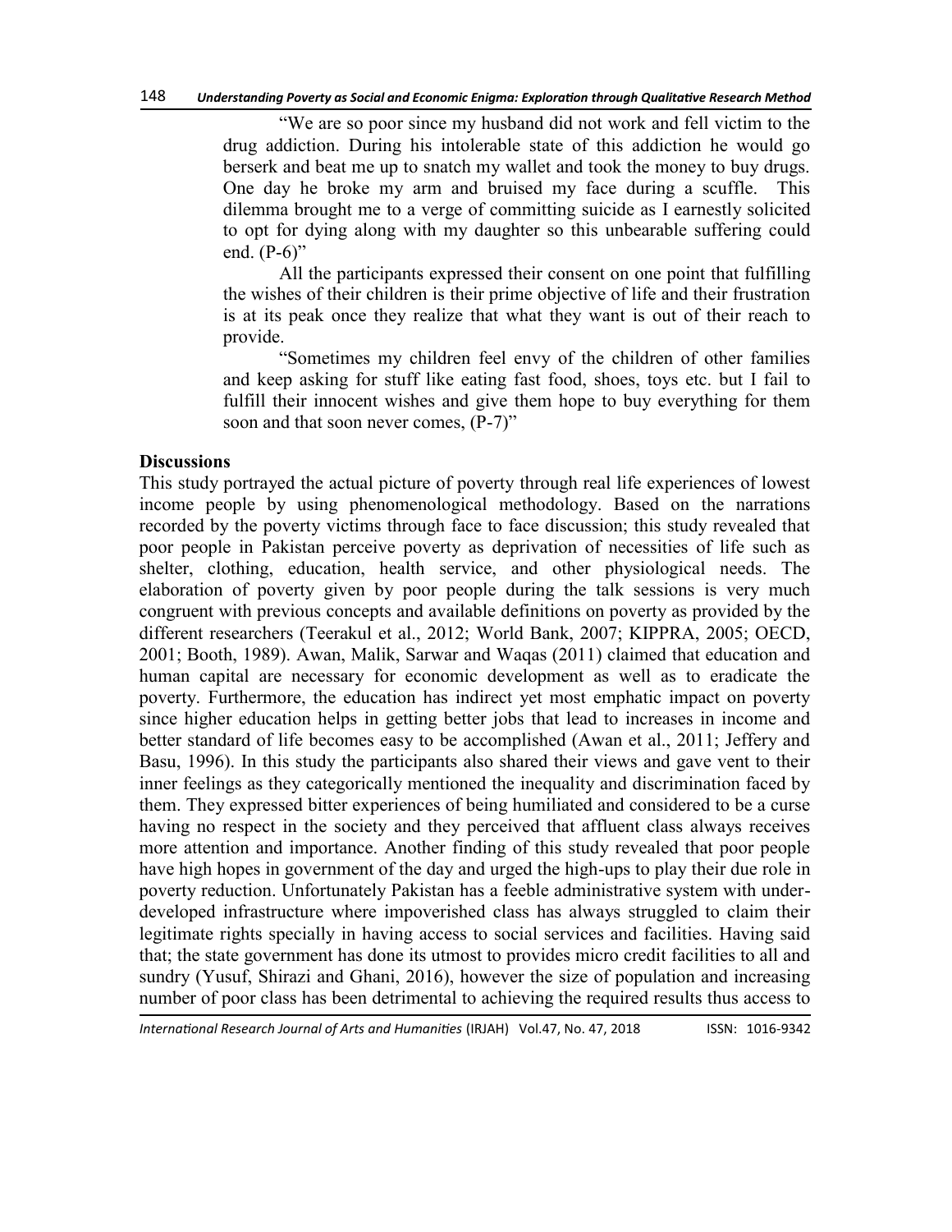"We are so poor since my husband did not work and fell victim to the drug addiction. During his intolerable state of this addiction he would go berserk and beat me up to snatch my wallet and took the money to buy drugs. One day he broke my arm and bruised my face during a scuffle. This dilemma brought me to a verge of committing suicide as I earnestly solicited to opt for dying along with my daughter so this unbearable suffering could end. (P-6)"

All the participants expressed their consent on one point that fulfilling the wishes of their children is their prime objective of life and their frustration is at its peak once they realize that what they want is out of their reach to provide.

"Sometimes my children feel envy of the children of other families and keep asking for stuff like eating fast food, shoes, toys etc. but I fail to fulfill their innocent wishes and give them hope to buy everything for them soon and that soon never comes, (P-7)"

## Discussions

This study portrayed the actual picture of poverty through real life experiences of lowest income people by using phenomenological methodology. Based on the narrations recorded by the poverty victims through face to face discussion; this study revealed that poor people in Pakistan perceive poverty as deprivation of necessities of life such as shelter, clothing, education, health service, and other physiological needs. The elaboration of poverty given by poor people during the talk sessions is very much congruent with previous concepts and available definitions on poverty as provided by the different researchers (Teerakul et al., 2012; World Bank, 2007; KIPPRA, 2005; OECD, 2001; Booth, 1989). Awan, Malik, Sarwar and Waqas (2011) claimed that education and human capital are necessary for economic development as well as to eradicate the poverty. Furthermore, the education has indirect yet most emphatic impact on poverty since higher education helps in getting better jobs that lead to increases in income and better standard of life becomes easy to be accomplished (Awan et al., 2011; Jeffery and Basu, 1996). In this study the participants also shared their views and gave vent to their inner feelings as they categorically mentioned the inequality and discrimination faced by them. They expressed bitter experiences of being humiliated and considered to be a curse having no respect in the society and they perceived that affluent class always receives more attention and importance. Another finding of this study revealed that poor people have high hopes in government of the day and urged the high-ups to play their due role in poverty reduction. Unfortunately Pakistan has a feeble administrative system with under-developed infrastructure where impoverished class has always struggled to claim their legitimate rights specially in having access to social services and facilities. Having said that; the state government has done its utmost to provides micro credit facilities to all and sundry (Yusuf, Shirazi and Ghani, 2016), however the size of population and increasing number of poor class has been detrimental to achieving the required results thus access to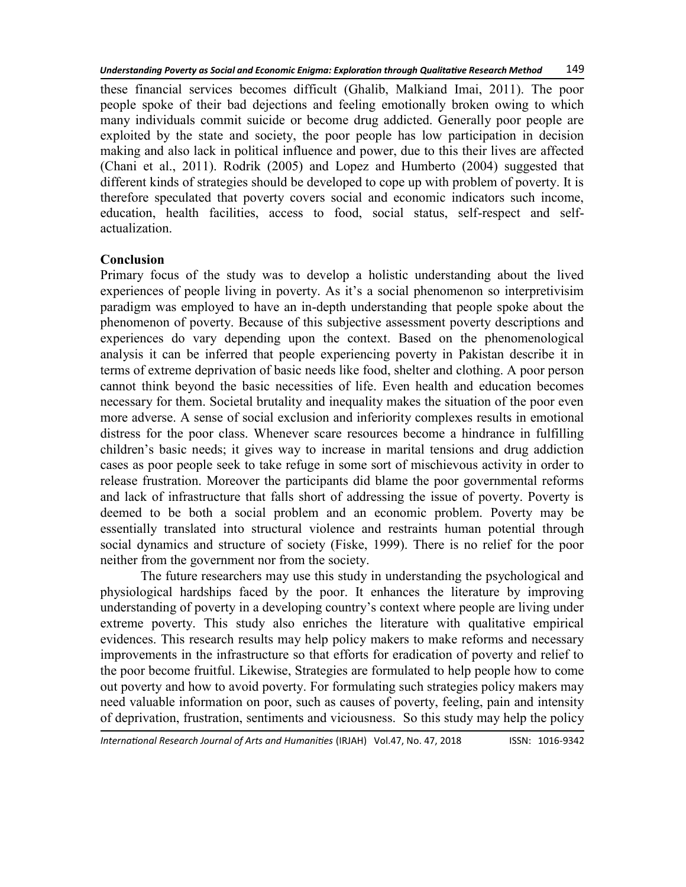these financial services becomes difficult (Ghalib, Malkiand Imai, 2011). The poor people spoke of their bad dejections and feeling emotionally broken owing to which many individuals commit suicide or become drug addicted. Generally poor people are exploited by the state and society, the poor people has low participation in decision making and also lack in political influence and power, due to this their lives are affected (Chani et al., 2011). Rodrik (2005) and Lopez and Humberto (2004) suggested that different kinds of strategies should be developed to cope up with problem of poverty. It is therefore speculated that poverty covers social and economic indicators such income, education, health facilities, access to food, social status, self-respect and self-actualization.

## Conclusion

Primary focus of the study was to develop a holistic understanding about the lived experiences of people living in poverty. As it's a social phenomenon so interpretivisim paradigm was employed to have an in-depth understanding that people spoke about the phenomenon of poverty. Because of this subjective assessment poverty descriptions and experiences do vary depending upon the context. Based on the phenomenological analysis it can be inferred that people experiencing poverty in Pakistan describe it in terms of extreme deprivation of basic needs like food, shelter and clothing. A poor person cannot think beyond the basic necessities of life. Even health and education becomes necessary for them. Societal brutality and inequality makes the situation of the poor even more adverse. A sense of social exclusion and inferiority complexes results in emotional distress for the poor class. Whenever scare resources become a hindrance in fulfilling children's basic needs; it gives way to increase in marital tensions and drug addiction cases as poor people seek to take refuge in some sort of mischievous activity in order to release frustration. Moreover the participants did blame the poor governmental reforms and lack of infrastructure that falls short of addressing the issue of poverty. Poverty is deemed to be both a social problem and an economic problem. Poverty may be essentially translated into structural violence and restraints human potential through social dynamics and structure of society (Fiske, 1999). There is no relief for the poor neither from the government nor from the society.

The future researchers may use this study in understanding the psychological and physiological hardships faced by the poor. It enhances the literature by improving understanding of poverty in a developing country's context where people are living under extreme poverty. This study also enriches the literature with qualitative empirical evidences. This research results may help policy makers to make reforms and necessary improvements in the infrastructure so that efforts for eradication of poverty and relief to the poor become fruitful. Likewise, Strategies are formulated to help people how to come out poverty and how to avoid poverty. For formulating such strategies policy makers may need valuable information on poor, such as causes of poverty, feeling, pain and intensity of deprivation, frustration, sentiments and viciousness. So this study may help the policy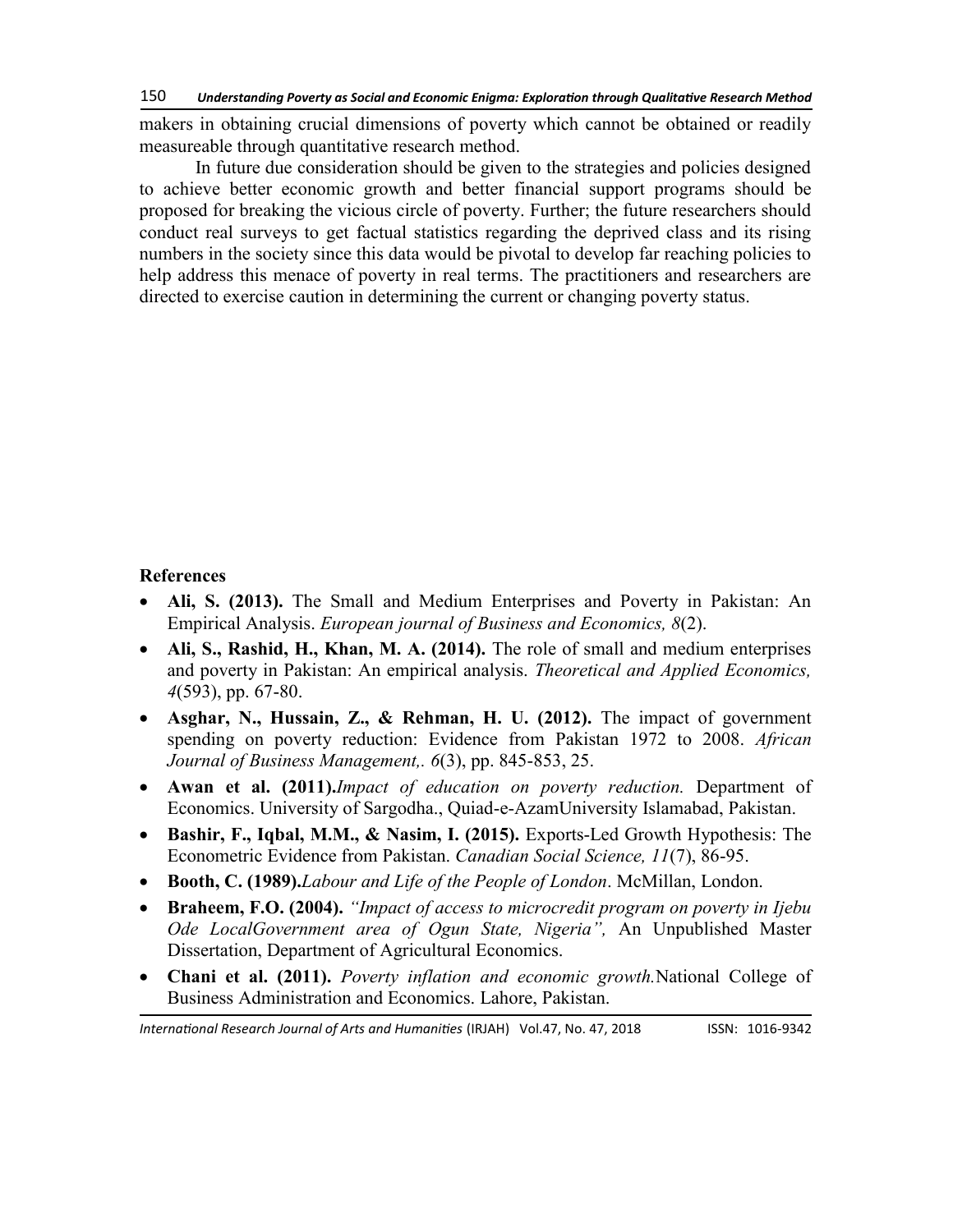makers in obtaining crucial dimensions of poverty which cannot be obtained or readily measureable through quantitative research method.

In future due consideration should be given to the strategies and policies designed to achieve better economic growth and better financial support programs should be proposed for breaking the vicious circle of poverty. Further; the future researchers should conduct real surveys to get factual statistics regarding the deprived class and its rising numbers in the society since this data would be pivotal to develop far reaching policies to help address this menace of poverty in real terms. The practitioners and researchers are directed to exercise caution in determining the current or changing poverty status.

## References

- **Ali, S. (2013).** The Small and Medium Enterprises and Poverty in Pakistan: An Empirical Analysis. *European journal of Business and Economics, 8*(2).
- **Ali, S., Rashid, H., Khan, M. A. (2014).** The role of small and medium enterprises and poverty in Pakistan: An empirical analysis. *Theoretical and Applied Economics, 4*(593), pp. 67-80.
- **Asghar, N., Hussain, Z., & Rehman, H. U. (2012).** The impact of government spending on poverty reduction: Evidence from Pakistan 1972 to 2008. *African Journal of Business Management,. 6*(3), pp. 845-853, 25.
- **Awan et al. (2011).***Impact of education on poverty reduction.* Department of Economics. University of Sargodha., Quiad-e-AzamUniversity Islamabad, Pakistan.
- **Bashir, F., Iqbal, M.M., & Nasim, I. (2015).** Exports-Led Growth Hypothesis: The Econometric Evidence from Pakistan. *Canadian Social Science, 11*(7), 86-95.
- **Booth, C. (1989).***Labour and Life of the People of London*. McMillan, London.
- **Braheem, F.O. (2004).** *"Impact of access to microcredit program on poverty in Ijebu Ode LocalGovernment area of Ogun State, Nigeria",* An Unpublished Master Dissertation, Department of Agricultural Economics.
- **Chani et al. (2011).** *Poverty inflation and economic growth.*National College of Business Administration and Economics. Lahore, Pakistan.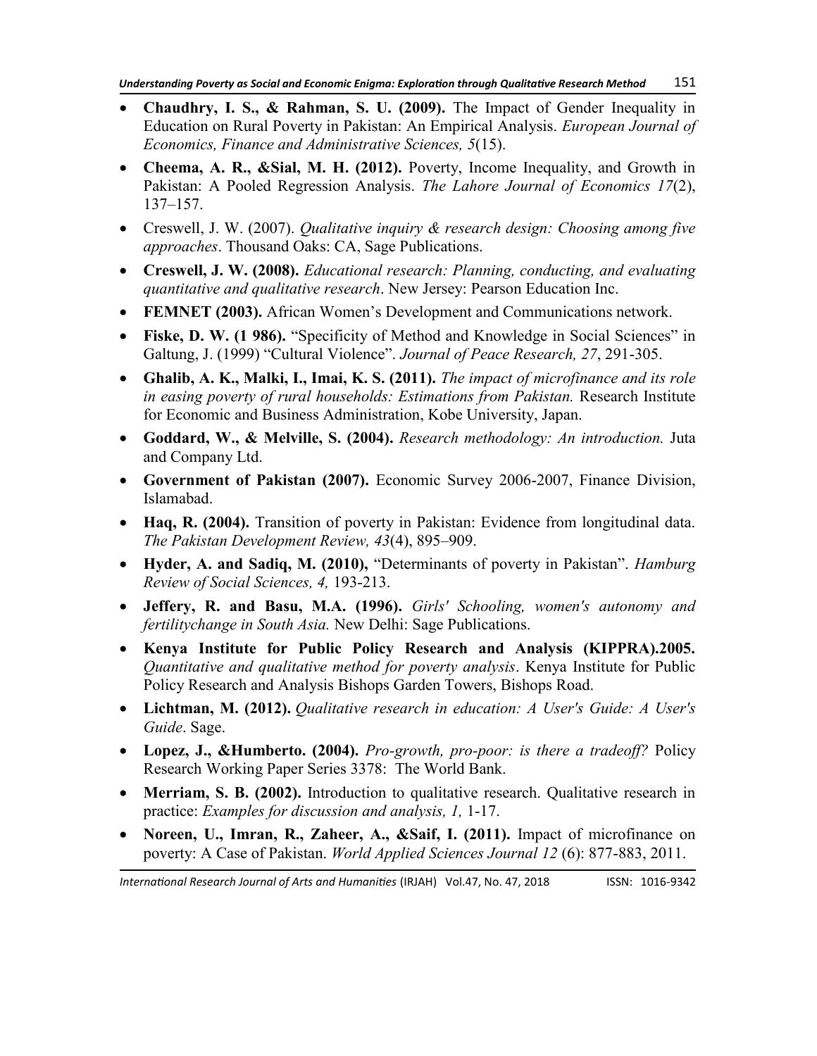- **Chaudhry, I. S., & Rahman, S. U. (2009).** The Impact of Gender Inequality in Education on Rural Poverty in Pakistan: An Empirical Analysis. *European Journal of Economics, Finance and Administrative Sciences, 5*(15).
- **Cheema, A. R., &Sial, M. H. (2012).** Poverty, Income Inequality, and Growth in Pakistan: A Pooled Regression Analysis. *The Lahore Journal of Economics 17*(2), 137–157.
- Creswell, J. W. (2007). *Qualitative inquiry & research design: Choosing among five approaches*. Thousand Oaks: CA, Sage Publications.
- **Creswell, J. W. (2008).** *Educational research: Planning, conducting, and evaluating quantitative and qualitative research*. New Jersey: Pearson Education Inc.
- **FEMNET (2003).** African Women's Development and Communications network.
- **Fiske, D. W. (1 986).** "Specificity of Method and Knowledge in Social Sciences" in Galtung, J. (1999) "Cultural Violence". *Journal of Peace Research, 27*, 291-305.
- **Ghalib, A. K., Malki, I., Imai, K. S. (2011).** *The impact of microfinance and its role in easing poverty of rural households: Estimations from Pakistan.* Research Institute for Economic and Business Administration, Kobe University, Japan.
- **Goddard, W., & Melville, S. (2004).** *Research methodology: An introduction.* Juta and Company Ltd.
- **Government of Pakistan (2007).** Economic Survey 2006-2007, Finance Division, Islamabad.
- **Haq, R. (2004).** Transition of poverty in Pakistan: Evidence from longitudinal data. *The Pakistan Development Review, 43*(4), 895–909.
- **Hyder, A. and Sadiq, M. (2010),** "Determinants of poverty in Pakistan". *Hamburg Review of Social Sciences, 4,* 193-213.
- **Jeffery, R. and Basu, M.A. (1996).** *Girls' Schooling, women's autonomy and fertilitychange in South Asia.* New Delhi: Sage Publications.
- **Kenya Institute for Public Policy Research and Analysis (KIPPRA).2005.** *Quantitative and qualitative method for poverty analysis*. Kenya Institute for Public Policy Research and Analysis Bishops Garden Towers, Bishops Road.
- **Lichtman, M. (2012).** *Qualitative research in education: A User's Guide: A User's Guide*. Sage.
- **Lopez, J., &Humberto. (2004).** *Pro-growth, pro-poor: is there a tradeoff?* Policy Research Working Paper Series 3378: The World Bank.
- **Merriam, S. B. (2002).** Introduction to qualitative research. Qualitative research in practice: *Examples for discussion and analysis, 1,* 1-17.
- **Noreen, U., Imran, R., Zaheer, A., &Saif, I. (2011).** Impact of microfinance on poverty: A Case of Pakistan. *World Applied Sciences Journal 12* (6): 877-883, 2011.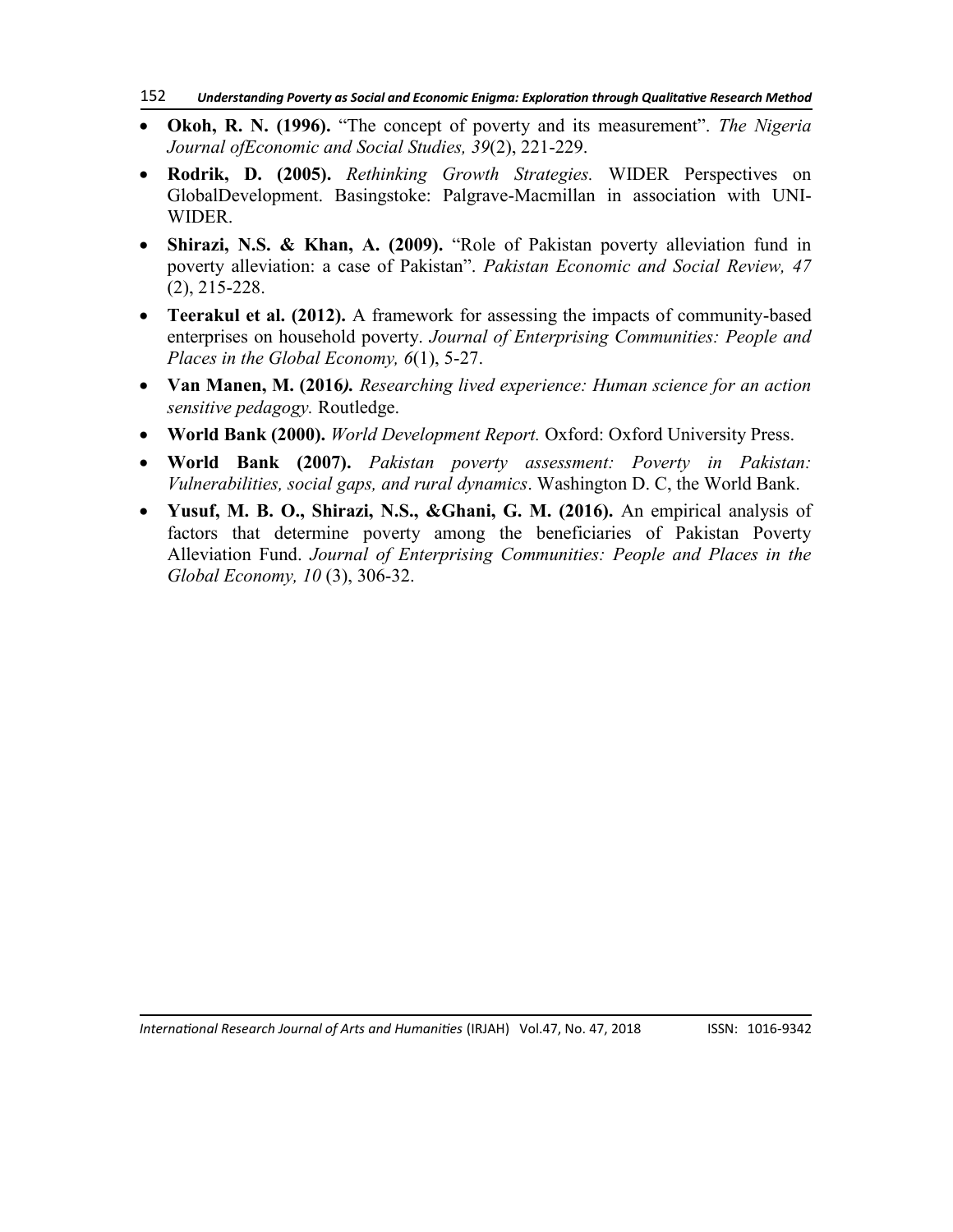- **Okoh, R. N. (1996).** "The concept of poverty and its measurement". *The Nigeria Journal ofEconomic and Social Studies, 39*(2), 221-229.
- **Rodrik, D. (2005).** *Rethinking Growth Strategies.* WIDER Perspectives on GlobalDevelopment. Basingstoke: Palgrave-Macmillan in association with UNI-WIDER.
- **Shirazi, N.S. & Khan, A. (2009).** "Role of Pakistan poverty alleviation fund in poverty alleviation: a case of Pakistan". *Pakistan Economic and Social Review, 47* (2), 215-228.
- **Teerakul et al. (2012).** A framework for assessing the impacts of community-based enterprises on household poverty. *Journal of Enterprising Communities: People and Places in the Global Economy, 6*(1), 5-27.
- **Van Manen, M. (2016*).*** *Researching lived experience: Human science for an action sensitive pedagogy.* Routledge.
- **World Bank (2000).** *World Development Report.* Oxford: Oxford University Press.
- **World Bank (2007).** *Pakistan poverty assessment: Poverty in Pakistan: Vulnerabilities, social gaps, and rural dynamics*. Washington D. C, the World Bank.
- **Yusuf, M. B. O., Shirazi, N.S., &Ghani, G. M. (2016).** An empirical analysis of factors that determine poverty among the beneficiaries of Pakistan Poverty Alleviation Fund. *Journal of Enterprising Communities: People and Places in the Global Economy, 10* (3), 306-32.